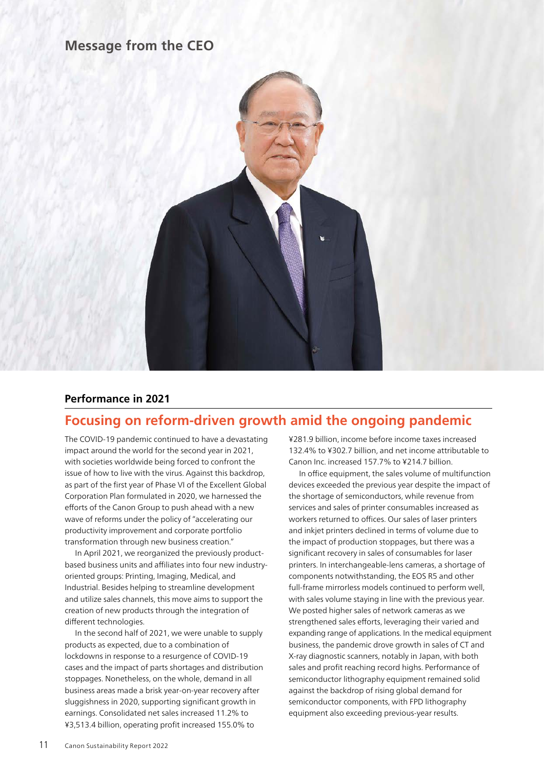# Message from the CEO

## Performance in 2021

## Focusing on reform-driven growth amid the ongoing pandemic

The COVID-19 pandemic continued to have a devastating impact around the world for the second year in 2021, with societies worldwide being forced to confront the issue of how to live with the virus. Against this backdrop, as part of the first year of Phase VI of the Excellent Global Corporation Plan formulated in 2020, we harnessed the efforts of the Canon Group to push ahead with a new wave of reforms under the policy of "accelerating our productivity improvement and corporate portfolio transformation through new business creation."

In April 2021, we reorganized the previously product-based business units and affiliates into four new industry-oriented groups: Printing, Imaging, Medical, and Industrial. Besides helping to streamline development and utilize sales channels, this move aims to support the creation of new products through the integration of different technologies.

In the second half of 2021, we were unable to supply products as expected, due to a combination of lockdowns in response to a resurgence of COVID-19 cases and the impact of parts shortages and distribution stoppages. Nonetheless, on the whole, demand in all business areas made a brisk year-on-year recovery after sluggishness in 2020, supporting significant growth in earnings. Consolidated net sales increased 11.2% to ¥3,513.4 billion, operating profit increased 155.0% to ¥281.9 billion, income before income taxes increased 132.4% to ¥302.7 billion, and net income attributable to Canon Inc. increased 157.7% to ¥214.7 billion.

In office equipment, the sales volume of multifunction devices exceeded the previous year despite the impact of the shortage of semiconductors, while revenue from services and sales of printer consumables increased as workers returned to offices. Our sales of laser printers and inkjet printers declined in terms of volume due to the impact of production stoppages, but there was a significant recovery in sales of consumables for laser printers. In interchangeable-lens cameras, a shortage of components notwithstanding, the EOS R5 and other full-frame mirrorless models continued to perform well, with sales volume staying in line with the previous year. We posted higher sales of network cameras as we strengthened sales efforts, leveraging their varied and expanding range of applications. In the medical equipment business, the pandemic drove growth in sales of CT and X-ray diagnostic scanners, notably in Japan, with both sales and profit reaching record highs. Performance of semiconductor lithography equipment remained solid against the backdrop of rising global demand for semiconductor components, with FPD lithography equipment also exceeding previous-year results.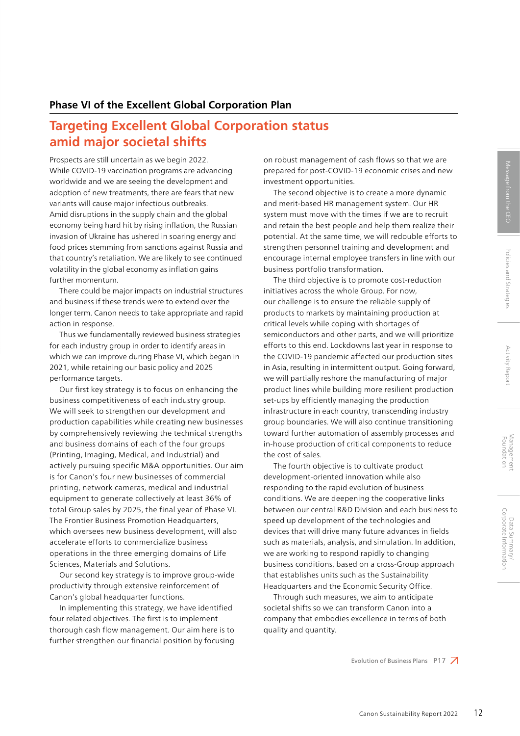## Phase VI of the Excellent Global Corporation Plan

# Targeting Excellent Global Corporation status amid major societal shifts

Prospects are still uncertain as we begin 2022. While COVID-19 vaccination programs are advancing worldwide and we are seeing the development and adoption of new treatments, there are fears that new variants will cause major infectious outbreaks. Amid disruptions in the supply chain and the global economy being hard hit by rising inflation, the Russian invasion of Ukraine has ushered in soaring energy and food prices stemming from sanctions against Russia and that country's retaliation. We are likely to see continued volatility in the global economy as inflation gains further momentum.

There could be major impacts on industrial structures and business if these trends were to extend over the longer term. Canon needs to take appropriate and rapid action in response.

Thus we fundamentally reviewed business strategies for each industry group in order to identify areas in which we can improve during Phase VI, which began in 2021, while retaining our basic policy and 2025 performance targets.

Our first key strategy is to focus on enhancing the business competitiveness of each industry group. We will seek to strengthen our development and production capabilities while creating new businesses by comprehensively reviewing the technical strengths and business domains of each of the four groups (Printing, Imaging, Medical, and Industrial) and actively pursuing specific M&A opportunities. Our aim is for Canon's four new businesses of commercial printing, network cameras, medical and industrial equipment to generate collectively at least 36% of total Group sales by 2025, the final year of Phase VI. The Frontier Business Promotion Headquarters, which oversees new business development, will also accelerate efforts to commercialize business operations in the three emerging domains of Life Sciences, Materials and Solutions.

Our second key strategy is to improve group-wide productivity through extensive reinforcement of Canon's global headquarter functions.

In implementing this strategy, we have identified four related objectives. The first is to implement thorough cash flow management. Our aim here is to further strengthen our financial position by focusing on robust management of cash flows so that we are prepared for post-COVID-19 economic crises and new investment opportunities.

The second objective is to create a more dynamic and merit-based HR management system. Our HR system must move with the times if we are to recruit and retain the best people and help them realize their potential. At the same time, we will redouble efforts to strengthen personnel training and development and encourage internal employee transfers in line with our business portfolio transformation.

The third objective is to promote cost-reduction initiatives across the whole Group. For now, our challenge is to ensure the reliable supply of products to markets by maintaining production at critical levels while coping with shortages of semiconductors and other parts, and we will prioritize efforts to this end. Lockdowns last year in response to the COVID-19 pandemic affected our production sites in Asia, resulting in intermittent output. Going forward, we will partially reshore the manufacturing of major product lines while building more resilient production set-ups by efficiently managing the production infrastructure in each country, transcending industry group boundaries. We will also continue transitioning toward further automation of assembly processes and in-house production of critical components to reduce the cost of sales.

The fourth objective is to cultivate product development-oriented innovation while also responding to the rapid evolution of business conditions. We are deepening the cooperative links between our central R&D Division and each business to speed up development of the technologies and devices that will drive many future advances in fields such as materials, analysis, and simulation. In addition, we are working to respond rapidly to changing business conditions, based on a cross-Group approach that establishes units such as the Sustainability Headquarters and the Economic Security Office.

Through such measures, we aim to anticipate societal shifts so we can transform Canon into a company that embodies excellence in terms of both quality and quantity.

Evolution of Business Plans P17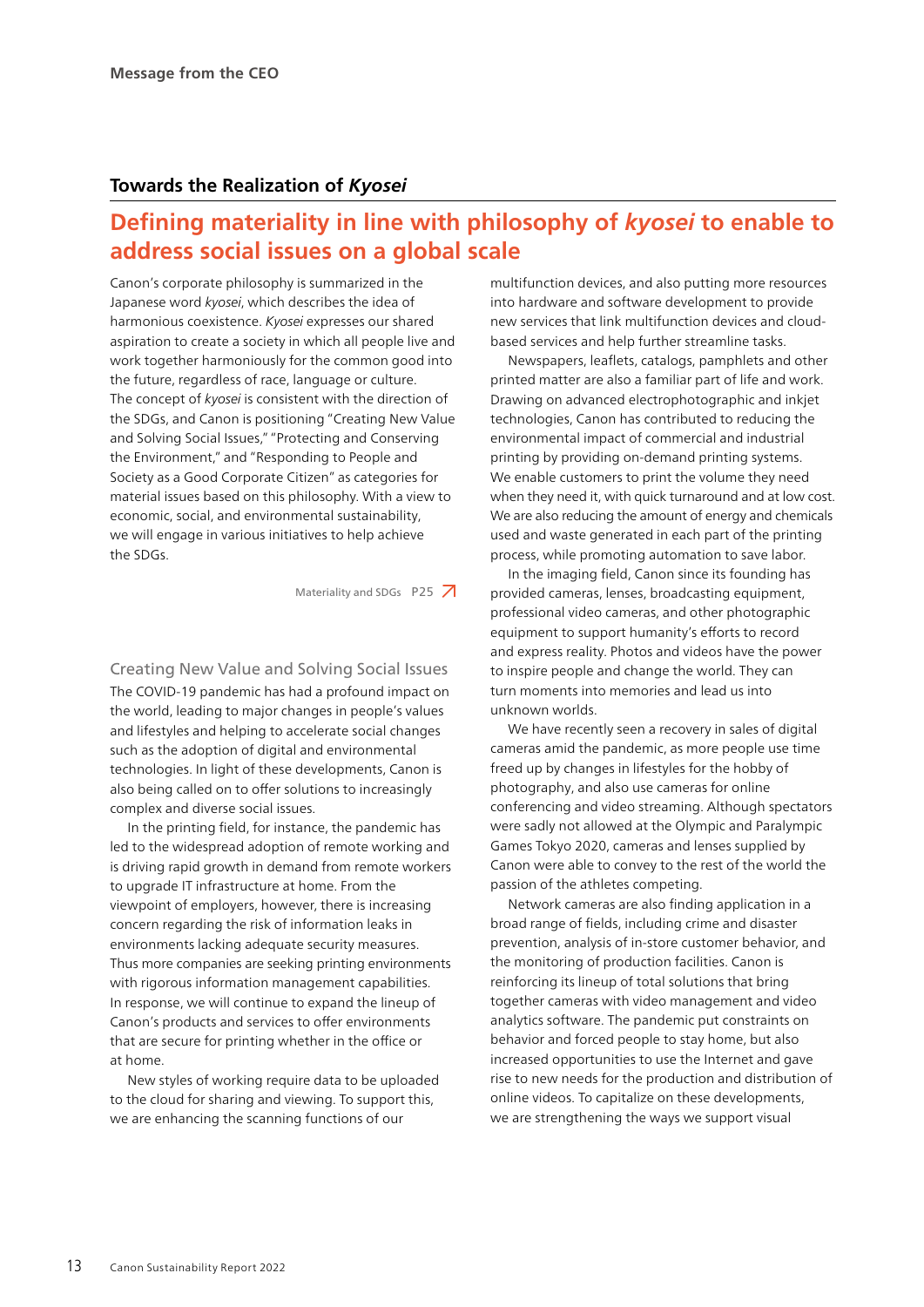## Towards the Realization of *Kyosei*

# Defining materiality in line with philosophy of *kyosei* to enable to address social issues on a global scale

Canon's corporate philosophy is summarized in the Japanese word *kyosei*, which describes the idea of harmonious coexistence. *Kyosei* expresses our shared aspiration to create a society in which all people live and work together harmoniously for the common good into the future, regardless of race, language or culture. The concept of *kyosei* is consistent with the direction of the SDGs, and Canon is positioning "Creating New Value and Solving Social Issues," "Protecting and Conserving the Environment," and "Responding to People and Society as a Good Corporate Citizen" as categories for material issues based on this philosophy. With a view to economic, social, and environmental sustainability, we will engage in various initiatives to help achieve the SDGs.

Materiality and SDGs P25

### Creating New Value and Solving Social Issues

The COVID-19 pandemic has had a profound impact on the world, leading to major changes in people's values and lifestyles and helping to accelerate social changes such as the adoption of digital and environmental technologies. In light of these developments, Canon is also being called on to offer solutions to increasingly complex and diverse social issues.

In the printing field, for instance, the pandemic has led to the widespread adoption of remote working and is driving rapid growth in demand from remote workers to upgrade IT infrastructure at home. From the viewpoint of employers, however, there is increasing concern regarding the risk of information leaks in environments lacking adequate security measures. Thus more companies are seeking printing environments with rigorous information management capabilities. In response, we will continue to expand the lineup of Canon's products and services to offer environments that are secure for printing whether in the office or at home.

New styles of working require data to be uploaded to the cloud for sharing and viewing. To support this, we are enhancing the scanning functions of our multifunction devices, and also putting more resources into hardware and software development to provide new services that link multifunction devices and cloud-based services and help further streamline tasks.

Newspapers, leaflets, catalogs, pamphlets and other printed matter are also a familiar part of life and work. Drawing on advanced electrophotographic and inkjet technologies, Canon has contributed to reducing the environmental impact of commercial and industrial printing by providing on-demand printing systems. We enable customers to print the volume they need when they need it, with quick turnaround and at low cost. We are also reducing the amount of energy and chemicals used and waste generated in each part of the printing process, while promoting automation to save labor.

In the imaging field, Canon since its founding has provided cameras, lenses, broadcasting equipment, professional video cameras, and other photographic equipment to support humanity's efforts to record and express reality. Photos and videos have the power to inspire people and change the world. They can turn moments into memories and lead us into unknown worlds.

We have recently seen a recovery in sales of digital cameras amid the pandemic, as more people use time freed up by changes in lifestyles for the hobby of photography, and also use cameras for online conferencing and video streaming. Although spectators were sadly not allowed at the Olympic and Paralympic Games Tokyo 2020, cameras and lenses supplied by Canon were able to convey to the rest of the world the passion of the athletes competing.

Network cameras are also finding application in a broad range of fields, including crime and disaster prevention, analysis of in-store customer behavior, and the monitoring of production facilities. Canon is reinforcing its lineup of total solutions that bring together cameras with video management and video analytics software. The pandemic put constraints on behavior and forced people to stay home, but also increased opportunities to use the Internet and gave rise to new needs for the production and distribution of online videos. To capitalize on these developments, we are strengthening the ways we support visual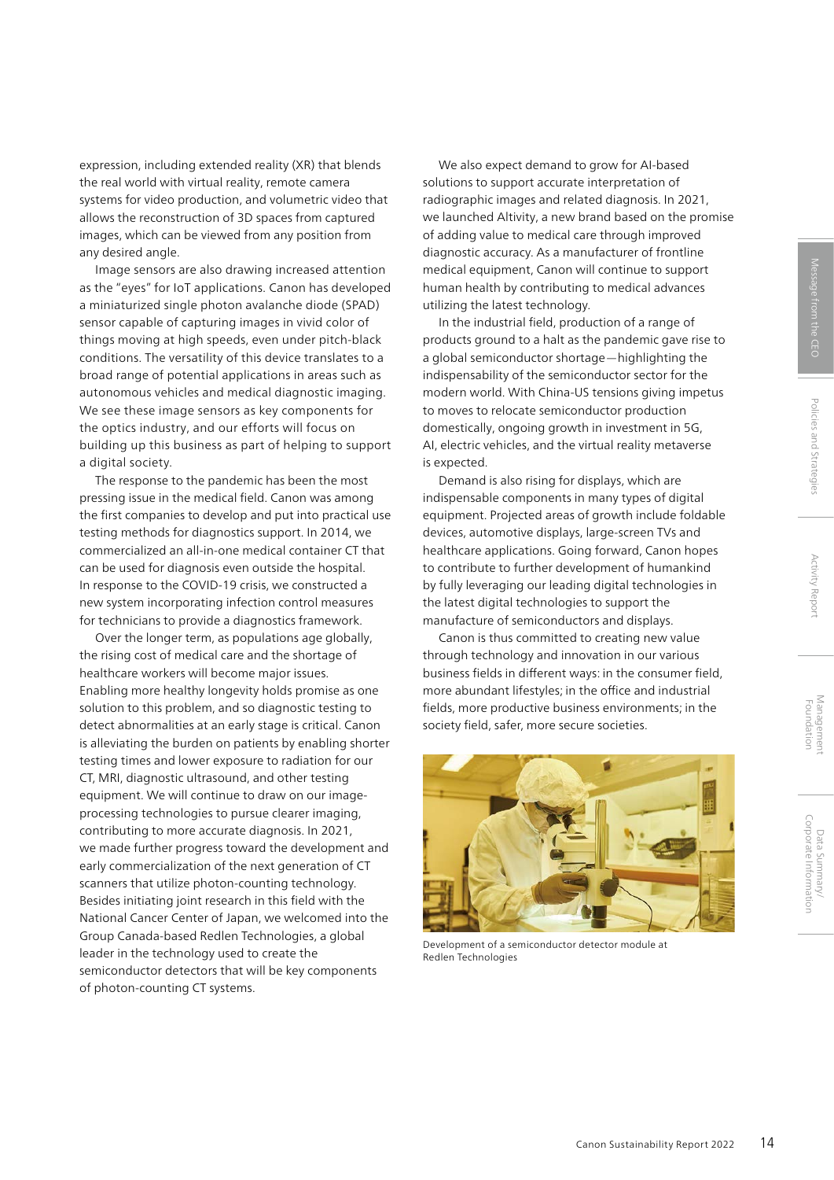expression, including extended reality (XR) that blends the real world with virtual reality, remote camera systems for video production, and volumetric video that allows the reconstruction of 3D spaces from captured images, which can be viewed from any position from any desired angle.

Image sensors are also drawing increased attention as the "eyes" for IoT applications. Canon has developed a miniaturized single photon avalanche diode (SPAD) sensor capable of capturing images in vivid color of things moving at high speeds, even under pitch-black conditions. The versatility of this device translates to a broad range of potential applications in areas such as autonomous vehicles and medical diagnostic imaging. We see these image sensors as key components for the optics industry, and our efforts will focus on building up this business as part of helping to support a digital society.

The response to the pandemic has been the most pressing issue in the medical field. Canon was among the first companies to develop and put into practical use testing methods for diagnostics support. In 2014, we commercialized an all-in-one medical container CT that can be used for diagnosis even outside the hospital. In response to the COVID-19 crisis, we constructed a new system incorporating infection control measures for technicians to provide a diagnostics framework.

Over the longer term, as populations age globally, the rising cost of medical care and the shortage of healthcare workers will become major issues. Enabling more healthy longevity holds promise as one solution to this problem, and so diagnostic testing to detect abnormalities at an early stage is critical. Canon is alleviating the burden on patients by enabling shorter testing times and lower exposure to radiation for our CT, MRI, diagnostic ultrasound, and other testing equipment. We will continue to draw on our image-processing technologies to pursue clearer imaging, contributing to more accurate diagnosis. In 2021, we made further progress toward the development and early commercialization of the next generation of CT scanners that utilize photon-counting technology. Besides initiating joint research in this field with the National Cancer Center of Japan, we welcomed into the Group Canada-based Redlen Technologies, a global leader in the technology used to create the semiconductor detectors that will be key components of photon-counting CT systems.

We also expect demand to grow for AI-based solutions to support accurate interpretation of radiographic images and related diagnosis. In 2021, we launched Altivity, a new brand based on the promise of adding value to medical care through improved diagnostic accuracy. As a manufacturer of frontline medical equipment, Canon will continue to support human health by contributing to medical advances utilizing the latest technology.

In the industrial field, production of a range of products ground to a halt as the pandemic gave rise to a global semiconductor shortage—highlighting the indispensability of the semiconductor sector for the modern world. With China-US tensions giving impetus to moves to relocate semiconductor production domestically, ongoing growth in investment in 5G, AI, electric vehicles, and the virtual reality metaverse is expected.

Demand is also rising for displays, which are indispensable components in many types of digital equipment. Projected areas of growth include foldable devices, automotive displays, large-screen TVs and healthcare applications. Going forward, Canon hopes to contribute to further development of humankind by fully leveraging our leading digital technologies in the latest digital technologies to support the manufacture of semiconductors and displays.

Canon is thus committed to creating new value through technology and innovation in our various business fields in different ways: in the consumer field, more abundant lifestyles; in the office and industrial fields, more productive business environments; in the society field, safer, more secure societies.

Development of a semiconductor detector module at Redlen Technologies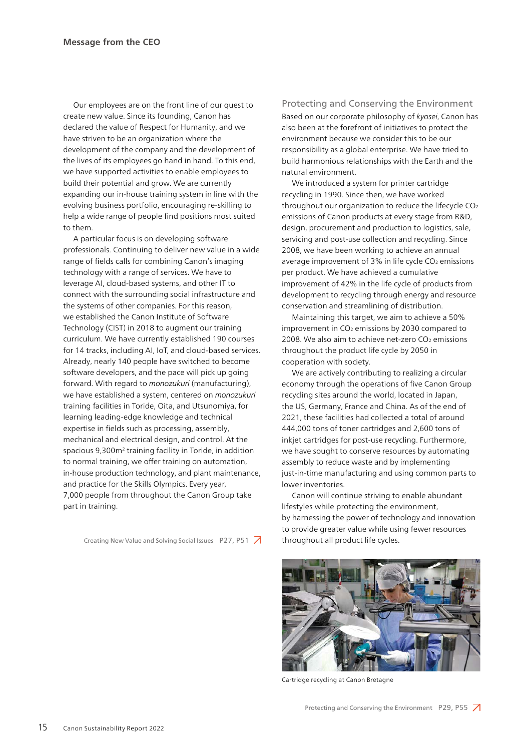Our employees are on the front line of our quest to create new value. Since its founding, Canon has declared the value of Respect for Humanity, and we have striven to be an organization where the development of the company and the development of the lives of its employees go hand in hand. To this end, we have supported activities to enable employees to build their potential and grow. We are currently expanding our in-house training system in line with the evolving business portfolio, encouraging re-skilling to help a wide range of people find positions most suited to them.

A particular focus is on developing software professionals. Continuing to deliver new value in a wide range of fields calls for combining Canon's imaging technology with a range of services. We have to leverage AI, cloud-based systems, and other IT to connect with the surrounding social infrastructure and the systems of other companies. For this reason, we established the Canon Institute of Software Technology (CIST) in 2018 to augment our training curriculum. We have currently established 190 courses for 14 tracks, including AI, IoT, and cloud-based services. Already, nearly 140 people have switched to become software developers, and the pace will pick up going forward. With regard to *monozukuri* (manufacturing), we have established a system, centered on *monozukuri* training facilities in Toride, Oita, and Utsunomiya, for learning leading-edge knowledge and technical expertise in fields such as processing, assembly, mechanical and electrical design, and control. At the spacious 9,300m$^2$ training facility in Toride, in addition to normal training, we offer training on automation, in-house production technology, and plant maintenance, and practice for the Skills Olympics. Every year, 7,000 people from throughout the Canon Group take part in training.

Creating New Value and Solving Social Issues P27, P51

## Protecting and Conserving the Environment

Based on our corporate philosophy of *kyosei*, Canon has also been at the forefront of initiatives to protect the environment because we consider this to be our responsibility as a global enterprise. We have tried to build harmonious relationships with the Earth and the natural environment.

We introduced a system for printer cartridge recycling in 1990. Since then, we have worked throughout our organization to reduce the lifecycle $CO_2$ emissions of Canon products at every stage from R&D, design, procurement and production to logistics, sale, servicing and post-use collection and recycling. Since 2008, we have been working to achieve an annual average improvement of 3% in life cycle $CO_2$ emissions per product. We have achieved a cumulative improvement of 42% in the life cycle of products from development to recycling through energy and resource conservation and streamlining of distribution.

Maintaining this target, we aim to achieve a 50% improvement in $CO_2$ emissions by 2030 compared to 2008. We also aim to achieve net-zero $CO_2$ emissions throughout the product life cycle by 2050 in cooperation with society.

We are actively contributing to realizing a circular economy through the operations of five Canon Group recycling sites around the world, located in Japan, the US, Germany, France and China. As of the end of 2021, these facilities had collected a total of around 444,000 tons of toner cartridges and 2,600 tons of inkjet cartridges for post-use recycling. Furthermore, we have sought to conserve resources by automating assembly to reduce waste and by implementing just-in-time manufacturing and using common parts to lower inventories.

Canon will continue striving to enable abundant lifestyles while protecting the environment, by harnessing the power of technology and innovation to provide greater value while using fewer resources throughout all product life cycles.

Cartridge recycling at Canon Bretagne

Protecting and Conserving the Environment P29, P55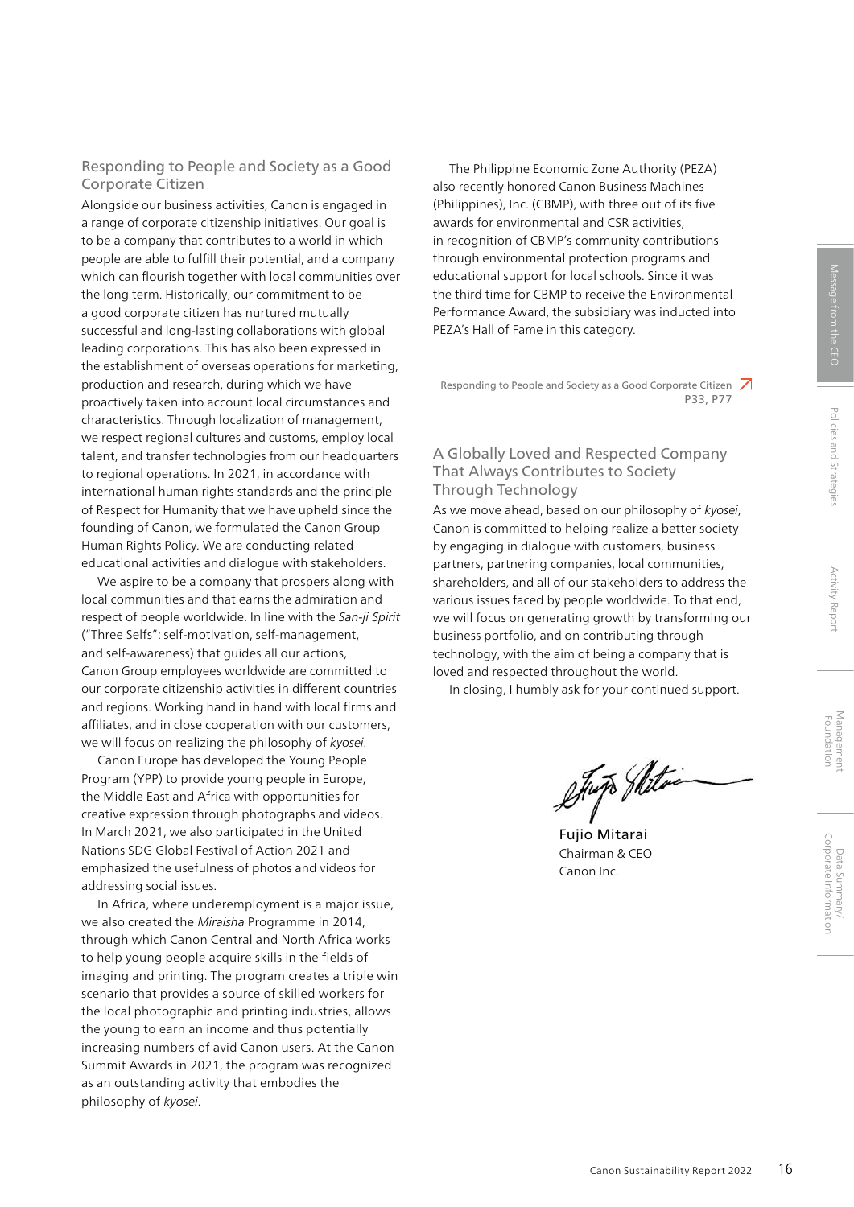## Responding to People and Society as a Good Corporate Citizen

Alongside our business activities, Canon is engaged in a range of corporate citizenship initiatives. Our goal is to be a company that contributes to a world in which people are able to fulfill their potential, and a company which can flourish together with local communities over the long term. Historically, our commitment to be a good corporate citizen has nurtured mutually successful and long-lasting collaborations with global leading corporations. This has also been expressed in the establishment of overseas operations for marketing, production and research, during which we have proactively taken into account local circumstances and characteristics. Through localization of management, we respect regional cultures and customs, employ local talent, and transfer technologies from our headquarters to regional operations. In 2021, in accordance with international human rights standards and the principle of Respect for Humanity that we have upheld since the founding of Canon, we formulated the Canon Group Human Rights Policy. We are conducting related educational activities and dialogue with stakeholders.

We aspire to be a company that prospers along with local communities and that earns the admiration and respect of people worldwide. In line with the *San-ji Spirit* ("Three Selfs": self-motivation, self-management, and self-awareness) that guides all our actions, Canon Group employees worldwide are committed to our corporate citizenship activities in different countries and regions. Working hand in hand with local firms and affiliates, and in close cooperation with our customers, we will focus on realizing the philosophy of *kyosei*.

Canon Europe has developed the Young People Program (YPP) to provide young people in Europe, the Middle East and Africa with opportunities for creative expression through photographs and videos. In March 2021, we also participated in the United Nations SDG Global Festival of Action 2021 and emphasized the usefulness of photos and videos for addressing social issues.

In Africa, where underemployment is a major issue, we also created the *Miraisha* Programme in 2014, through which Canon Central and North Africa works to help young people acquire skills in the fields of imaging and printing. The program creates a triple win scenario that provides a source of skilled workers for the local photographic and printing industries, allows the young to earn an income and thus potentially increasing numbers of avid Canon users. At the Canon Summit Awards in 2021, the program was recognized as an outstanding activity that embodies the philosophy of *kyosei*.

The Philippine Economic Zone Authority (PEZA) also recently honored Canon Business Machines (Philippines), Inc. (CBMP), with three out of its five awards for environmental and CSR activities, in recognition of CBMP's community contributions through environmental protection programs and educational support for local schools. Since it was the third time for CBMP to receive the Environmental Performance Award, the subsidiary was inducted into PEZA's Hall of Fame in this category.

Responding to People and Society as a Good Corporate Citizen P33, P77

## A Globally Loved and Respected Company That Always Contributes to Society Through Technology

As we move ahead, based on our philosophy of *kyosei*, Canon is committed to helping realize a better society by engaging in dialogue with customers, business partners, partnering companies, local communities, shareholders, and all of our stakeholders to address the various issues faced by people worldwide. To that end, we will focus on generating growth by transforming our business portfolio, and on contributing through technology, with the aim of being a company that is loved and respected throughout the world.

In closing, I humbly ask for your continued support.

Fujio Mitarai
Chairman & CEO
Canon Inc.